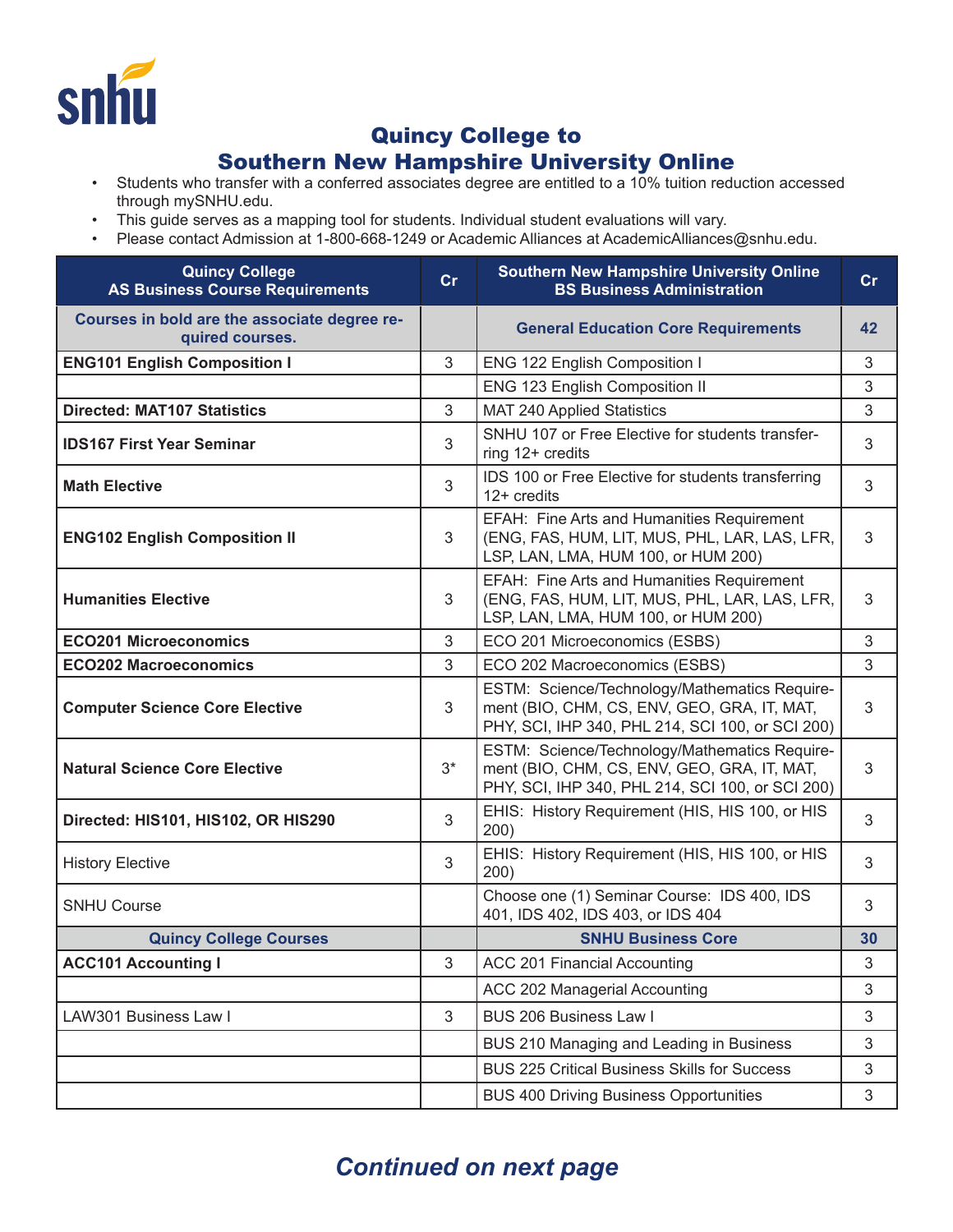# Quincy College to
# Southern New Hampshire University Online

- Students who transfer with a conferred associates degree are entitled to a 10% tuition reduction accessed through mySNHU.edu.
- This guide serves as a mapping tool for students. Individual student evaluations will vary.
- Please contact Admission at 1-800-668-1249 or Academic Alliances at AcademicAlliances@snhu.edu.

| Quincy College AS Business Course Requirements | Cr | Southern New Hampshire University Online BS Business Administration | Cr |
|---|---|---|---|
| **Courses in bold are the associate degree required courses.** | | **General Education Core Requirements** | **42** |
| **ENG101 English Composition I** | 3 | ENG 122 English Composition I | 3 |
| | | ENG 123 English Composition II | 3 |
| **Directed: MAT107 Statistics** | 3 | MAT 240 Applied Statistics | 3 |
| **IDS167 First Year Seminar** | 3 | SNHU 107 or Free Elective for students transferring 12+ credits | 3 |
| **Math Elective** | 3 | IDS 100 or Free Elective for students transferring 12+ credits | 3 |
| **ENG102 English Composition II** | 3 | EFAH: Fine Arts and Humanities Requirement (ENG, FAS, HUM, LIT, MUS, PHL, LAR, LAS, LFR, LSP, LAN, LMA, HUM 100, or HUM 200) | 3 |
| **Humanities Elective** | 3 | EFAH: Fine Arts and Humanities Requirement (ENG, FAS, HUM, LIT, MUS, PHL, LAR, LAS, LFR, LSP, LAN, LMA, HUM 100, or HUM 200) | 3 |
| **ECO201 Microeconomics** | 3 | ECO 201 Microeconomics (ESBS) | 3 |
| **ECO202 Macroeconomics** | 3 | ECO 202 Macroeconomics (ESBS) | 3 |
| **Computer Science Core Elective** | 3 | ESTM: Science/Technology/Mathematics Requirement (BIO, CHM, CS, ENV, GEO, GRA, IT, MAT, PHY, SCI, IHP 340, PHL 214, SCI 100, or SCI 200) | 3 |
| **Natural Science Core Elective** | 3* | ESTM: Science/Technology/Mathematics Requirement (BIO, CHM, CS, ENV, GEO, GRA, IT, MAT, PHY, SCI, IHP 340, PHL 214, SCI 100, or SCI 200) | 3 |
| **Directed: HIS101, HIS102, OR HIS290** | 3 | EHIS: History Requirement (HIS, HIS 100, or HIS 200) | 3 |
| History Elective | 3 | EHIS: History Requirement (HIS, HIS 100, or HIS 200) | 3 |
| SNHU Course | | Choose one (1) Seminar Course: IDS 400, IDS 401, IDS 402, IDS 403, or IDS 404 | 3 |
| **Quincy College Courses** | | **SNHU Business Core** | **30** |
| **ACC101 Accounting I** | 3 | ACC 201 Financial Accounting | 3 |
| | | ACC 202 Managerial Accounting | 3 |
| LAW301 Business Law I | 3 | BUS 206 Business Law I | 3 |
| | | BUS 210 Managing and Leading in Business | 3 |
| | | BUS 225 Critical Business Skills for Success | 3 |
| | | BUS 400 Driving Business Opportunities | 3 |

***Continued on next page***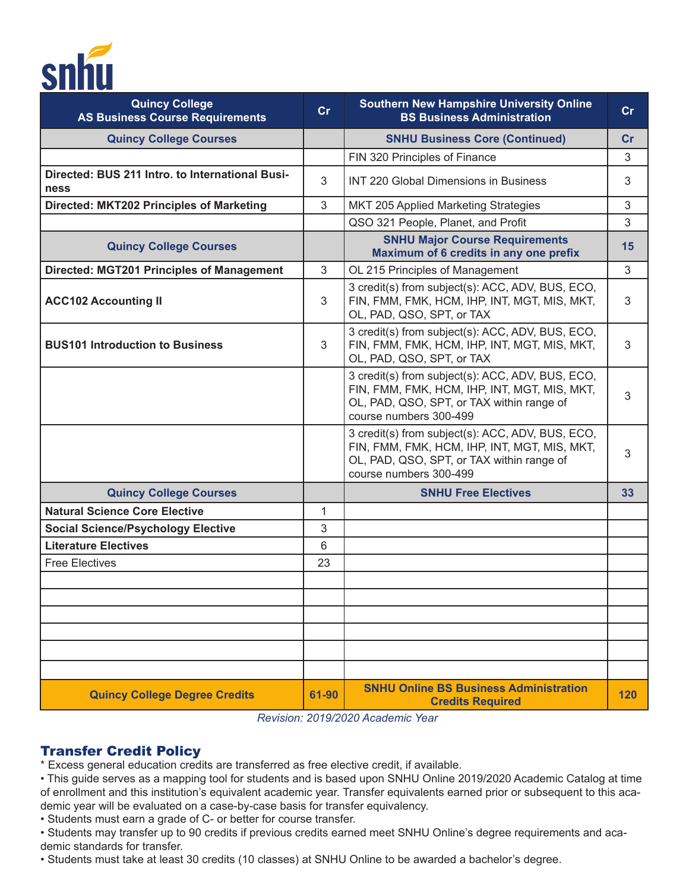| Quincy College AS Business Course Requirements | Cr | Southern New Hampshire University Online BS Business Administration | Cr |
|---|---|---|---|
| **Quincy College Courses** | | **SNHU Business Core (Continued)** | **Cr** |
| | | FIN 320 Principles of Finance | 3 |
| **Directed: BUS 211 Intro. to International Business** | 3 | INT 220 Global Dimensions in Business | 3 |
| **Directed: MKT202 Principles of Marketing** | 3 | MKT 205 Applied Marketing Strategies | 3 |
| | | QSO 321 People, Planet, and Profit | 3 |
| **Quincy College Courses** | | **SNHU Major Course Requirements Maximum of 6 credits in any one prefix** | **15** |
| **Directed: MGT201 Principles of Management** | 3 | OL 215 Principles of Management | 3 |
| **ACC102 Accounting II** | 3 | 3 credit(s) from subject(s): ACC, ADV, BUS, ECO, FIN, FMM, FMK, HCM, IHP, INT, MGT, MIS, MKT, OL, PAD, QSO, SPT, or TAX | 3 |
| **BUS101 Introduction to Business** | 3 | 3 credit(s) from subject(s): ACC, ADV, BUS, ECO, FIN, FMM, FMK, HCM, IHP, INT, MGT, MIS, MKT, OL, PAD, QSO, SPT, or TAX | 3 |
| | | 3 credit(s) from subject(s): ACC, ADV, BUS, ECO, FIN, FMM, FMK, HCM, IHP, INT, MGT, MIS, MKT, OL, PAD, QSO, SPT, or TAX within range of course numbers 300-499 | 3 |
| | | 3 credit(s) from subject(s): ACC, ADV, BUS, ECO, FIN, FMM, FMK, HCM, IHP, INT, MGT, MIS, MKT, OL, PAD, QSO, SPT, or TAX within range of course numbers 300-499 | 3 |
| **Quincy College Courses** | | **SNHU Free Electives** | **33** |
| **Natural Science Core Elective** | 1 | | |
| **Social Science/Psychology Elective** | 3 | | |
| **Literature Electives** | 6 | | |
| Free Electives | 23 | | |
| | | | |
| | | | |
| | | | |
| | | | |
| | | | |
| | | | |
| **Quincy College Degree Credits** | **61-90** | **SNHU Online BS Business Administration Credits Required** | **120** |

*Revision: 2019/2020 Academic Year*

## Transfer Credit Policy

\* Excess general education credits are transferred as free elective credit, if available.

- This guide serves as a mapping tool for students and is based upon SNHU Online 2019/2020 Academic Catalog at time of enrollment and this institution's equivalent academic year. Transfer equivalents earned prior or subsequent to this academic year will be evaluated on a case-by-case basis for transfer equivalency.
- Students must earn a grade of C- or better for course transfer.
- Students may transfer up to 90 credits if previous credits earned meet SNHU Online's degree requirements and academic standards for transfer.
- Students must take at least 30 credits (10 classes) at SNHU Online to be awarded a bachelor's degree.